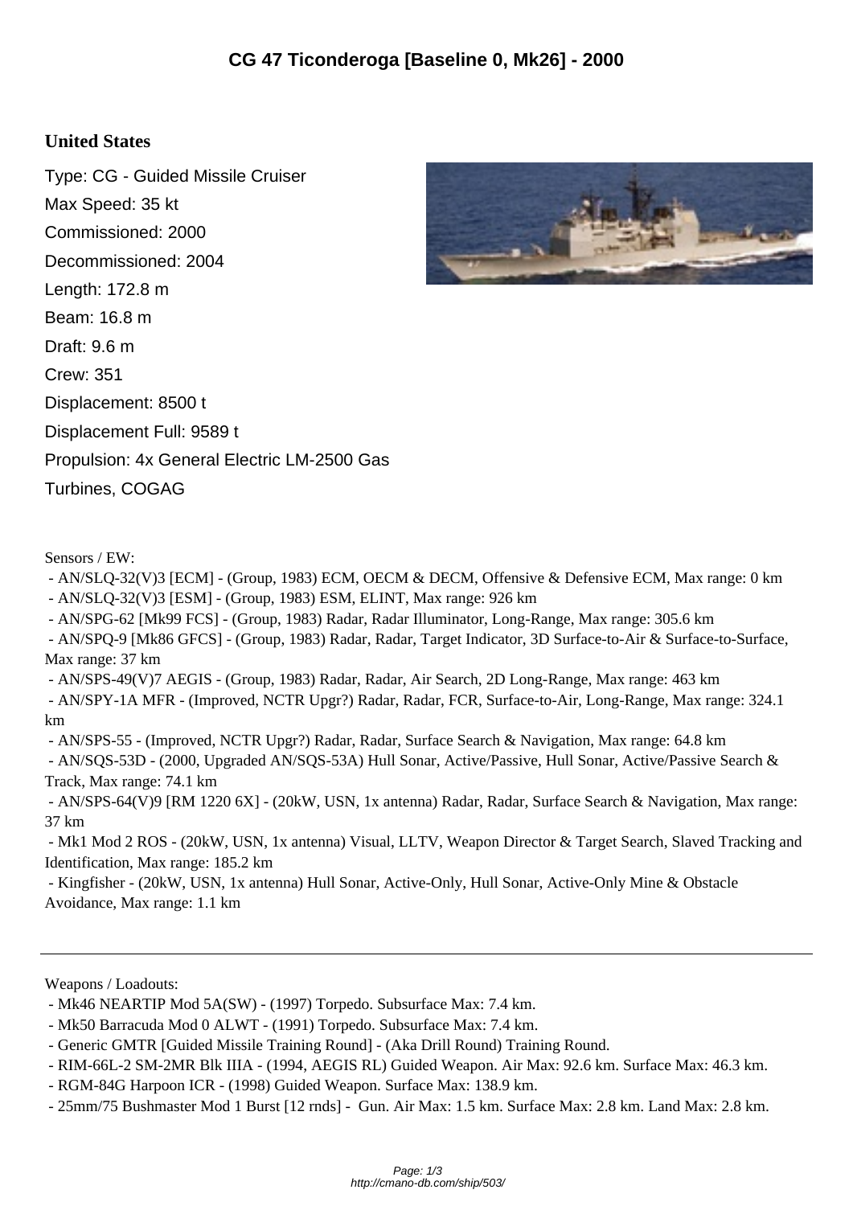# CG 47 Ticonderoga [Baseline 0, Mk26] - 2000

## United States

Type: CG - Guided Missile Cruiser
Max Speed: 35 kt
Commissioned: 2000
Decommissioned: 2004
Length: 172.8 m
Beam: 16.8 m
Draft: 9.6 m
Crew: 351
Displacement: 8500 t
Displacement Full: 9589 t
Propulsion: 4x General Electric LM-2500 Gas Turbines, COGAG

Sensors / EW:

- AN/SLQ-32(V)3 [ECM] - (Group, 1983) ECM, OECM & DECM, Offensive & Defensive ECM, Max range: 0 km
- AN/SLQ-32(V)3 [ESM] - (Group, 1983) ESM, ELINT, Max range: 926 km
- AN/SPG-62 [Mk99 FCS] - (Group, 1983) Radar, Radar Illuminator, Long-Range, Max range: 305.6 km
- AN/SPQ-9 [Mk86 GFCS] - (Group, 1983) Radar, Radar, Target Indicator, 3D Surface-to-Air & Surface-to-Surface, Max range: 37 km
- AN/SPS-49(V)7 AEGIS - (Group, 1983) Radar, Radar, Air Search, 2D Long-Range, Max range: 463 km
- AN/SPY-1A MFR - (Improved, NCTR Upgr?) Radar, Radar, FCR, Surface-to-Air, Long-Range, Max range: 324.1 km
- AN/SPS-55 - (Improved, NCTR Upgr?) Radar, Radar, Surface Search & Navigation, Max range: 64.8 km
- AN/SQS-53D - (2000, Upgraded AN/SQS-53A) Hull Sonar, Active/Passive, Hull Sonar, Active/Passive Search & Track, Max range: 74.1 km
- AN/SPS-64(V)9 [RM 1220 6X] - (20kW, USN, 1x antenna) Radar, Radar, Surface Search & Navigation, Max range: 37 km
- Mk1 Mod 2 ROS - (20kW, USN, 1x antenna) Visual, LLTV, Weapon Director & Target Search, Slaved Tracking and Identification, Max range: 185.2 km
- Kingfisher - (20kW, USN, 1x antenna) Hull Sonar, Active-Only, Hull Sonar, Active-Only Mine & Obstacle Avoidance, Max range: 1.1 km

---

Weapons / Loadouts:

- Mk46 NEARTIP Mod 5A(SW) - (1997) Torpedo. Subsurface Max: 7.4 km.
- Mk50 Barracuda Mod 0 ALWT - (1991) Torpedo. Subsurface Max: 7.4 km.
- Generic GMTR [Guided Missile Training Round] - (Aka Drill Round) Training Round.
- RIM-66L-2 SM-2MR Blk IIIA - (1994, AEGIS RL) Guided Weapon. Air Max: 92.6 km. Surface Max: 46.3 km.
- RGM-84G Harpoon ICR - (1998) Guided Weapon. Surface Max: 138.9 km.
- 25mm/75 Bushmaster Mod 1 Burst [12 rnds] - Gun. Air Max: 1.5 km. Surface Max: 2.8 km. Land Max: 2.8 km.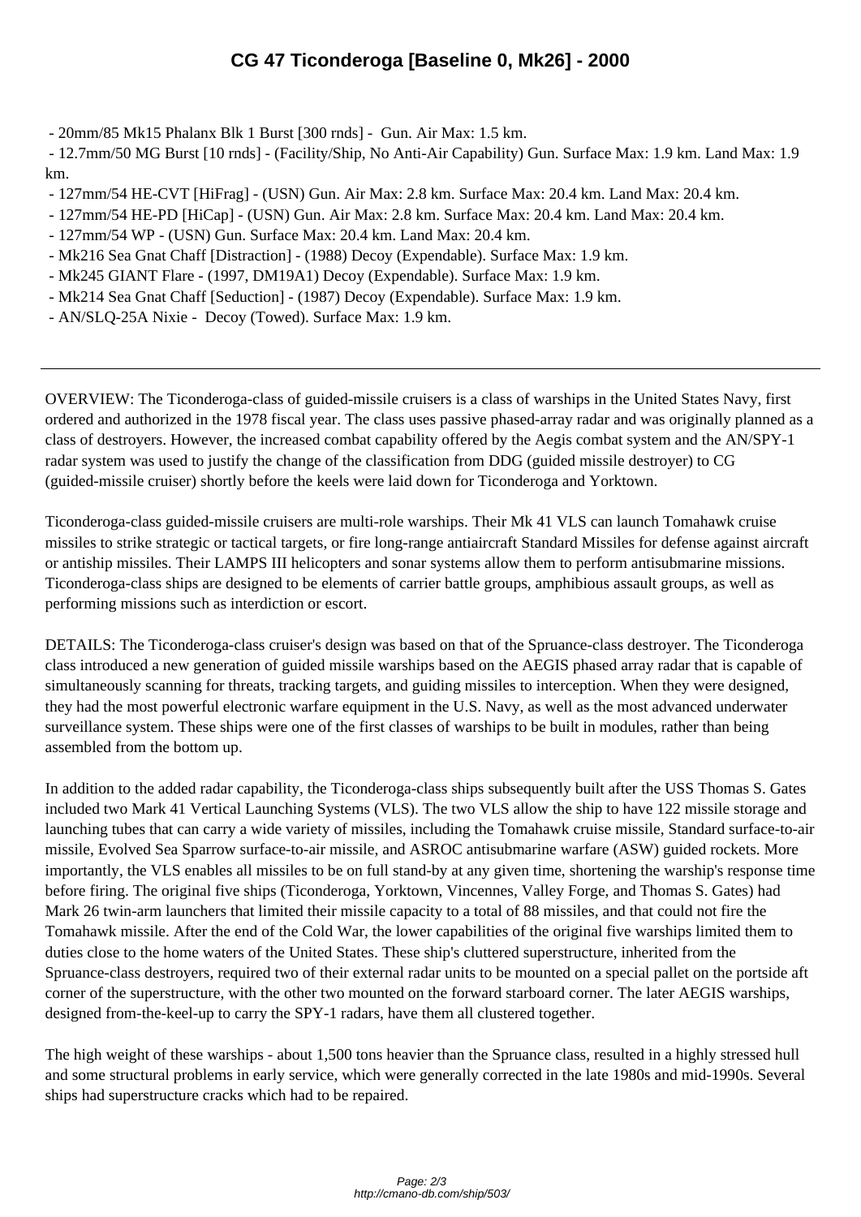- 20mm/85 Mk15 Phalanx Blk 1 Burst [300 rnds] - Gun. Air Max: 1.5 km.
- 12.7mm/50 MG Burst [10 rnds] - (Facility/Ship, No Anti-Air Capability) Gun. Surface Max: 1.9 km. Land Max: 1.9 km.
- 127mm/54 HE-CVT [HiFrag] - (USN) Gun. Air Max: 2.8 km. Surface Max: 20.4 km. Land Max: 20.4 km.
- 127mm/54 HE-PD [HiCap] - (USN) Gun. Air Max: 2.8 km. Surface Max: 20.4 km. Land Max: 20.4 km.
- 127mm/54 WP - (USN) Gun. Surface Max: 20.4 km. Land Max: 20.4 km.
- Mk216 Sea Gnat Chaff [Distraction] - (1988) Decoy (Expendable). Surface Max: 1.9 km.
- Mk245 GIANT Flare - (1997, DM19A1) Decoy (Expendable). Surface Max: 1.9 km.
- Mk214 Sea Gnat Chaff [Seduction] - (1987) Decoy (Expendable). Surface Max: 1.9 km.
- AN/SLQ-25A Nixie - Decoy (Towed). Surface Max: 1.9 km.

---

OVERVIEW: The Ticonderoga-class of guided-missile cruisers is a class of warships in the United States Navy, first ordered and authorized in the 1978 fiscal year. The class uses passive phased-array radar and was originally planned as a class of destroyers. However, the increased combat capability offered by the Aegis combat system and the AN/SPY-1 radar system was used to justify the change of the classification from DDG (guided missile destroyer) to CG (guided-missile cruiser) shortly before the keels were laid down for Ticonderoga and Yorktown.

Ticonderoga-class guided-missile cruisers are multi-role warships. Their Mk 41 VLS can launch Tomahawk cruise missiles to strike strategic or tactical targets, or fire long-range antiaircraft Standard Missiles for defense against aircraft or antiship missiles. Their LAMPS III helicopters and sonar systems allow them to perform antisubmarine missions. Ticonderoga-class ships are designed to be elements of carrier battle groups, amphibious assault groups, as well as performing missions such as interdiction or escort.

DETAILS: The Ticonderoga-class cruiser's design was based on that of the Spruance-class destroyer. The Ticonderoga class introduced a new generation of guided missile warships based on the AEGIS phased array radar that is capable of simultaneously scanning for threats, tracking targets, and guiding missiles to interception. When they were designed, they had the most powerful electronic warfare equipment in the U.S. Navy, as well as the most advanced underwater surveillance system. These ships were one of the first classes of warships to be built in modules, rather than being assembled from the bottom up.

In addition to the added radar capability, the Ticonderoga-class ships subsequently built after the USS Thomas S. Gates included two Mark 41 Vertical Launching Systems (VLS). The two VLS allow the ship to have 122 missile storage and launching tubes that can carry a wide variety of missiles, including the Tomahawk cruise missile, Standard surface-to-air missile, Evolved Sea Sparrow surface-to-air missile, and ASROC antisubmarine warfare (ASW) guided rockets. More importantly, the VLS enables all missiles to be on full stand-by at any given time, shortening the warship's response time before firing. The original five ships (Ticonderoga, Yorktown, Vincennes, Valley Forge, and Thomas S. Gates) had Mark 26 twin-arm launchers that limited their missile capacity to a total of 88 missiles, and that could not fire the Tomahawk missile. After the end of the Cold War, the lower capabilities of the original five warships limited them to duties close to the home waters of the United States. These ship's cluttered superstructure, inherited from the Spruance-class destroyers, required two of their external radar units to be mounted on a special pallet on the portside aft corner of the superstructure, with the other two mounted on the forward starboard corner. The later AEGIS warships, designed from-the-keel-up to carry the SPY-1 radars, have them all clustered together.

The high weight of these warships - about 1,500 tons heavier than the Spruance class, resulted in a highly stressed hull and some structural problems in early service, which were generally corrected in the late 1980s and mid-1990s. Several ships had superstructure cracks which had to be repaired.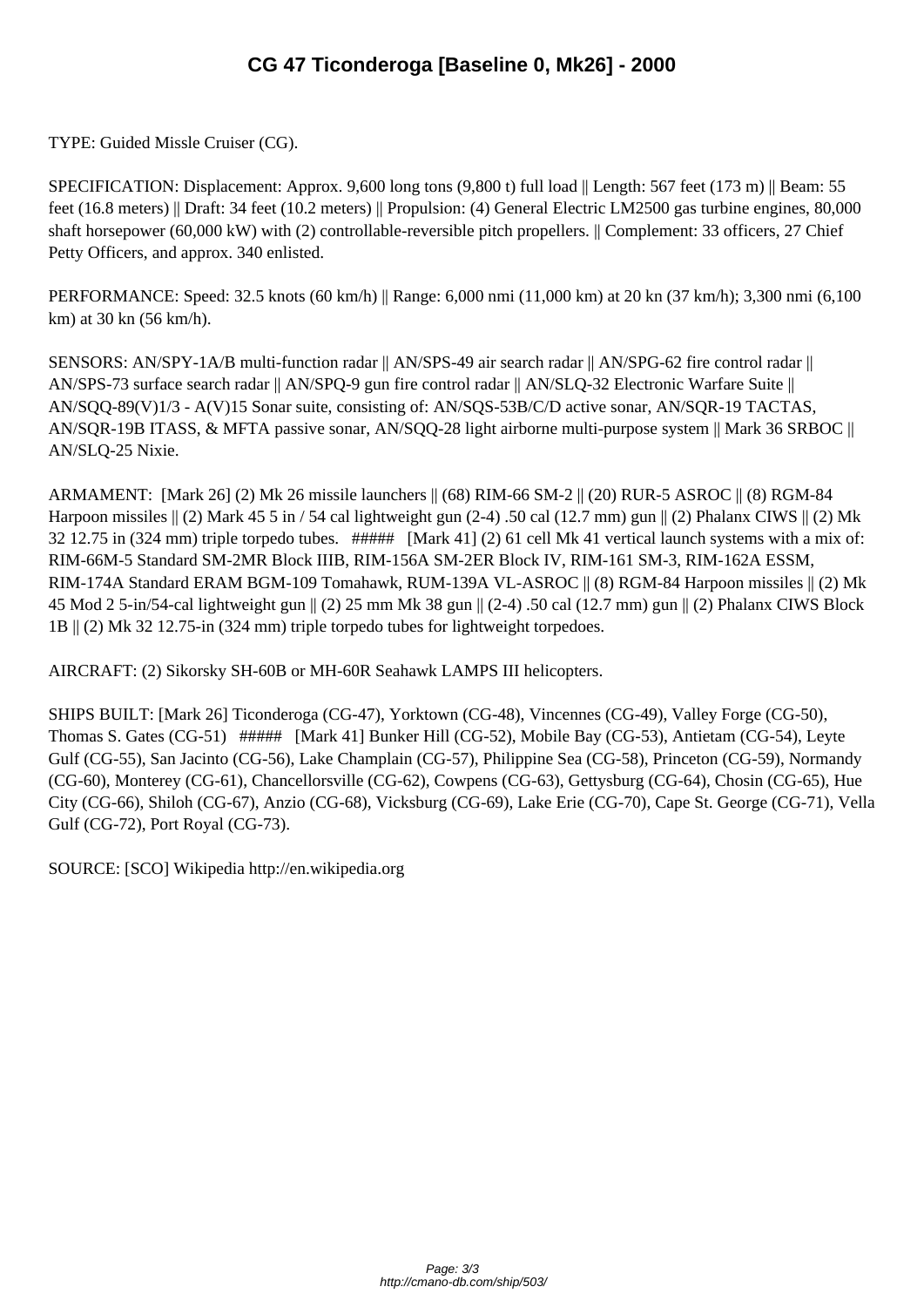# CG 47 Ticonderoga [Baseline 0, Mk26] - 2000

TYPE: Guided Missle Cruiser (CG).

SPECIFICATION: Displacement: Approx. 9,600 long tons (9,800 t) full load || Length: 567 feet (173 m) || Beam: 55 feet (16.8 meters) || Draft: 34 feet (10.2 meters) || Propulsion: (4) General Electric LM2500 gas turbine engines, 80,000 shaft horsepower (60,000 kW) with (2) controllable-reversible pitch propellers. || Complement: 33 officers, 27 Chief Petty Officers, and approx. 340 enlisted.

PERFORMANCE: Speed: 32.5 knots (60 km/h) || Range: 6,000 nmi (11,000 km) at 20 kn (37 km/h); 3,300 nmi (6,100 km) at 30 kn (56 km/h).

SENSORS: AN/SPY-1A/B multi-function radar || AN/SPS-49 air search radar || AN/SPG-62 fire control radar || AN/SPS-73 surface search radar || AN/SPQ-9 gun fire control radar || AN/SLQ-32 Electronic Warfare Suite || AN/SQQ-89(V)1/3 - A(V)15 Sonar suite, consisting of: AN/SQS-53B/C/D active sonar, AN/SQR-19 TACTAS, AN/SQR-19B ITASS, & MFTA passive sonar, AN/SQQ-28 light airborne multi-purpose system || Mark 36 SRBOC || AN/SLQ-25 Nixie.

ARMAMENT: [Mark 26] (2) Mk 26 missile launchers || (68) RIM-66 SM-2 || (20) RUR-5 ASROC || (8) RGM-84 Harpoon missiles || (2) Mark 45 5 in / 54 cal lightweight gun (2-4) .50 cal (12.7 mm) gun || (2) Phalanx CIWS || (2) Mk 32 12.75 in (324 mm) triple torpedo tubes. ##### [Mark 41] (2) 61 cell Mk 41 vertical launch systems with a mix of: RIM-66M-5 Standard SM-2MR Block IIIB, RIM-156A SM-2ER Block IV, RIM-161 SM-3, RIM-162A ESSM, RIM-174A Standard ERAM BGM-109 Tomahawk, RUM-139A VL-ASROC || (8) RGM-84 Harpoon missiles || (2) Mk 45 Mod 2 5-in/54-cal lightweight gun || (2) 25 mm Mk 38 gun || (2-4) .50 cal (12.7 mm) gun || (2) Phalanx CIWS Block 1B || (2) Mk 32 12.75-in (324 mm) triple torpedo tubes for lightweight torpedoes.

AIRCRAFT: (2) Sikorsky SH-60B or MH-60R Seahawk LAMPS III helicopters.

SHIPS BUILT: [Mark 26] Ticonderoga (CG-47), Yorktown (CG-48), Vincennes (CG-49), Valley Forge (CG-50), Thomas S. Gates (CG-51) ##### [Mark 41] Bunker Hill (CG-52), Mobile Bay (CG-53), Antietam (CG-54), Leyte Gulf (CG-55), San Jacinto (CG-56), Lake Champlain (CG-57), Philippine Sea (CG-58), Princeton (CG-59), Normandy (CG-60), Monterey (CG-61), Chancellorsville (CG-62), Cowpens (CG-63), Gettysburg (CG-64), Chosin (CG-65), Hue City (CG-66), Shiloh (CG-67), Anzio (CG-68), Vicksburg (CG-69), Lake Erie (CG-70), Cape St. George (CG-71), Vella Gulf (CG-72), Port Royal (CG-73).

SOURCE: [SCO] Wikipedia http://en.wikipedia.org